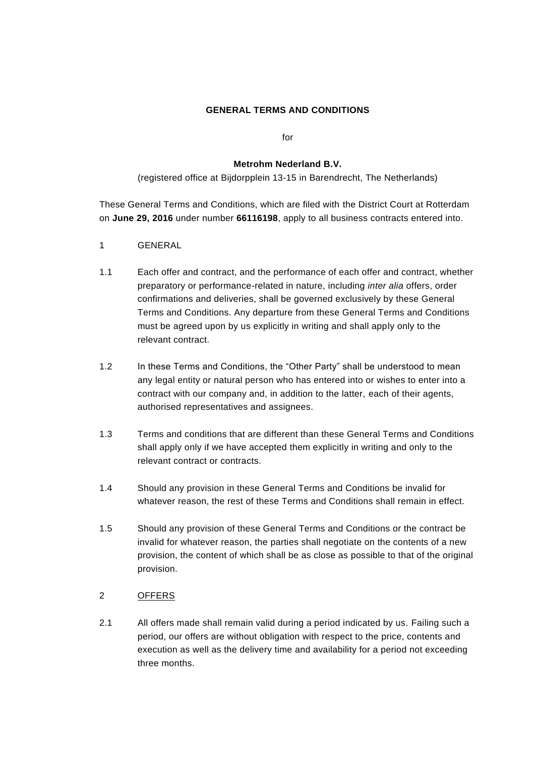**GENERAL TERMS AND CONDITIONS**

for

**Metrohm Nederland B.V.**

(registered office at Bijdorpplein 13-15 in Barendrecht, The Netherlands)

These General Terms and Conditions, which are filed with the District Court at Rotterdam on **June 29, 2016** under number **66116198**, apply to all business contracts entered into.

1 GENERAL

1.1 Each offer and contract, and the performance of each offer and contract, whether preparatory or performance-related in nature, including *inter alia* offers, order confirmations and deliveries, shall be governed exclusively by these General Terms and Conditions. Any departure from these General Terms and Conditions must be agreed upon by us explicitly in writing and shall apply only to the relevant contract.

1.2 In these Terms and Conditions, the "Other Party" shall be understood to mean any legal entity or natural person who has entered into or wishes to enter into a contract with our company and, in addition to the latter, each of their agents, authorised representatives and assignees.

1.3 Terms and conditions that are different than these General Terms and Conditions shall apply only if we have accepted them explicitly in writing and only to the relevant contract or contracts.

1.4 Should any provision in these General Terms and Conditions be invalid for whatever reason, the rest of these Terms and Conditions shall remain in effect.

1.5 Should any provision of these General Terms and Conditions or the contract be invalid for whatever reason, the parties shall negotiate on the contents of a new provision, the content of which shall be as close as possible to that of the original provision.

2 OFFERS

2.1 All offers made shall remain valid during a period indicated by us. Failing such a period, our offers are without obligation with respect to the price, contents and execution as well as the delivery time and availability for a period not exceeding three months.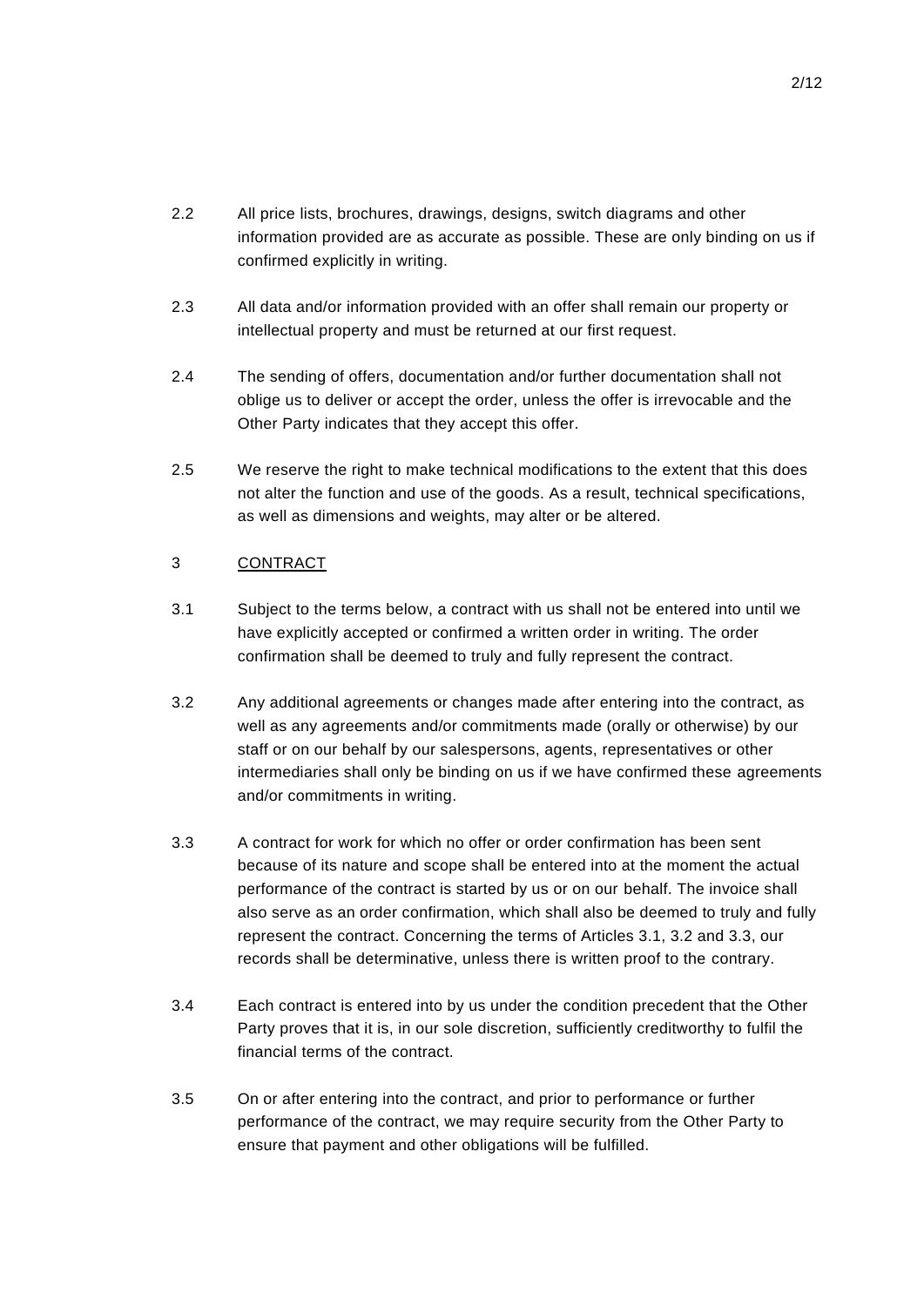2.2 All price lists, brochures, drawings, designs, switch diagrams and other information provided are as accurate as possible. These are only binding on us if confirmed explicitly in writing.

2.3 All data and/or information provided with an offer shall remain our property or intellectual property and must be returned at our first request.

2.4 The sending of offers, documentation and/or further documentation shall not oblige us to deliver or accept the order, unless the offer is irrevocable and the Other Party indicates that they accept this offer.

2.5 We reserve the right to make technical modifications to the extent that this does not alter the function and use of the goods. As a result, technical specifications, as well as dimensions and weights, may alter or be altered.

## 3 CONTRACT

3.1 Subject to the terms below, a contract with us shall not be entered into until we have explicitly accepted or confirmed a written order in writing. The order confirmation shall be deemed to truly and fully represent the contract.

3.2 Any additional agreements or changes made after entering into the contract, as well as any agreements and/or commitments made (orally or otherwise) by our staff or on our behalf by our salespersons, agents, representatives or other intermediaries shall only be binding on us if we have confirmed these agreements and/or commitments in writing.

3.3 A contract for work for which no offer or order confirmation has been sent because of its nature and scope shall be entered into at the moment the actual performance of the contract is started by us or on our behalf. The invoice shall also serve as an order confirmation, which shall also be deemed to truly and fully represent the contract. Concerning the terms of Articles 3.1, 3.2 and 3.3, our records shall be determinative, unless there is written proof to the contrary.

3.4 Each contract is entered into by us under the condition precedent that the Other Party proves that it is, in our sole discretion, sufficiently creditworthy to fulfil the financial terms of the contract.

3.5 On or after entering into the contract, and prior to performance or further performance of the contract, we may require security from the Other Party to ensure that payment and other obligations will be fulfilled.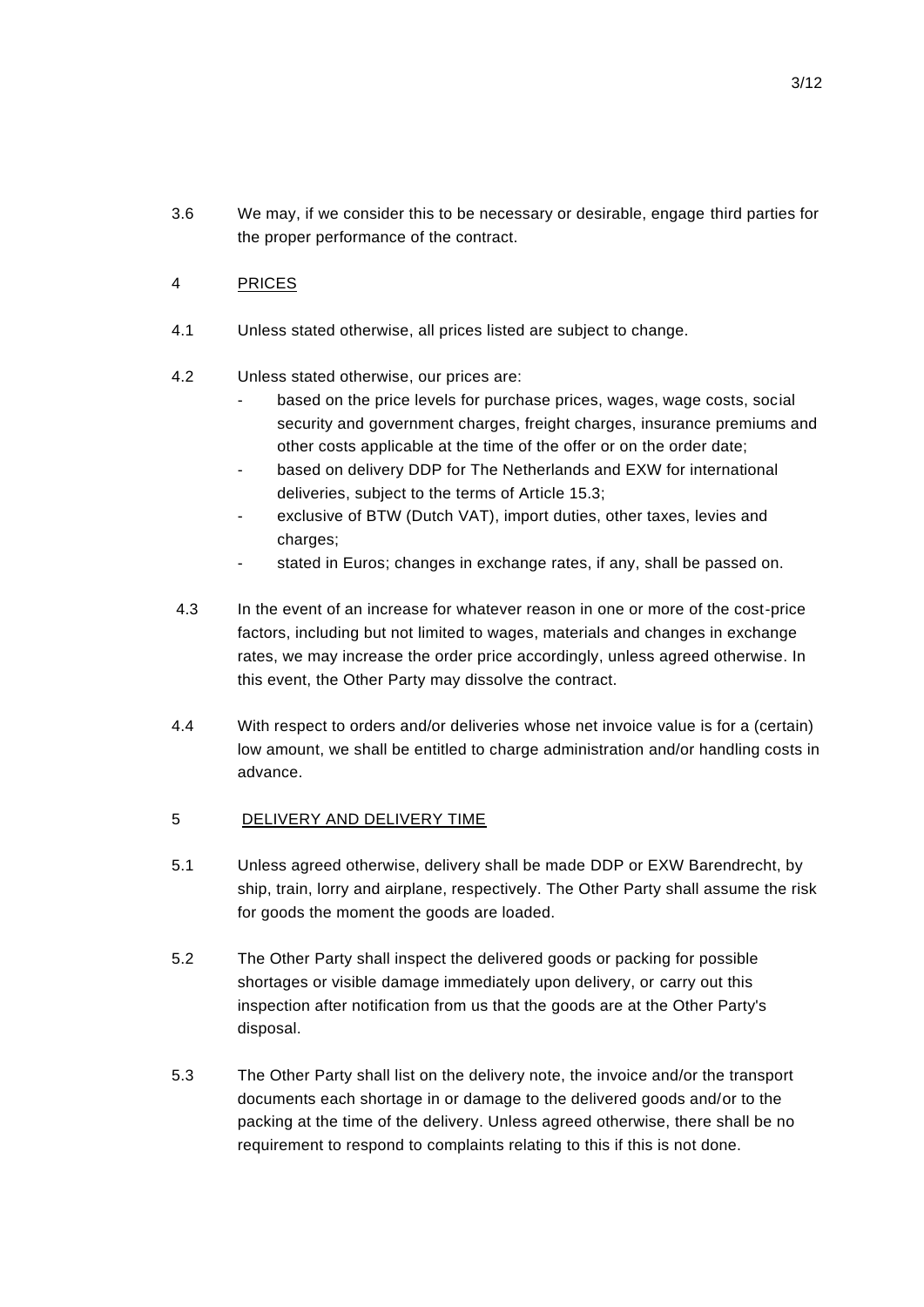3.6 We may, if we consider this to be necessary or desirable, engage third parties for the proper performance of the contract.

## 4 PRICES

4.1 Unless stated otherwise, all prices listed are subject to change.

4.2 Unless stated otherwise, our prices are:

- based on the price levels for purchase prices, wages, wage costs, social security and government charges, freight charges, insurance premiums and other costs applicable at the time of the offer or on the order date;
- based on delivery DDP for The Netherlands and EXW for international deliveries, subject to the terms of Article 15.3;
- exclusive of BTW (Dutch VAT), import duties, other taxes, levies and charges;
- stated in Euros; changes in exchange rates, if any, shall be passed on.

4.3 In the event of an increase for whatever reason in one or more of the cost-price factors, including but not limited to wages, materials and changes in exchange rates, we may increase the order price accordingly, unless agreed otherwise. In this event, the Other Party may dissolve the contract.

4.4 With respect to orders and/or deliveries whose net invoice value is for a (certain) low amount, we shall be entitled to charge administration and/or handling costs in advance.

## 5 DELIVERY AND DELIVERY TIME

5.1 Unless agreed otherwise, delivery shall be made DDP or EXW Barendrecht, by ship, train, lorry and airplane, respectively. The Other Party shall assume the risk for goods the moment the goods are loaded.

5.2 The Other Party shall inspect the delivered goods or packing for possible shortages or visible damage immediately upon delivery, or carry out this inspection after notification from us that the goods are at the Other Party's disposal.

5.3 The Other Party shall list on the delivery note, the invoice and/or the transport documents each shortage in or damage to the delivered goods and/or to the packing at the time of the delivery. Unless agreed otherwise, there shall be no requirement to respond to complaints relating to this if this is not done.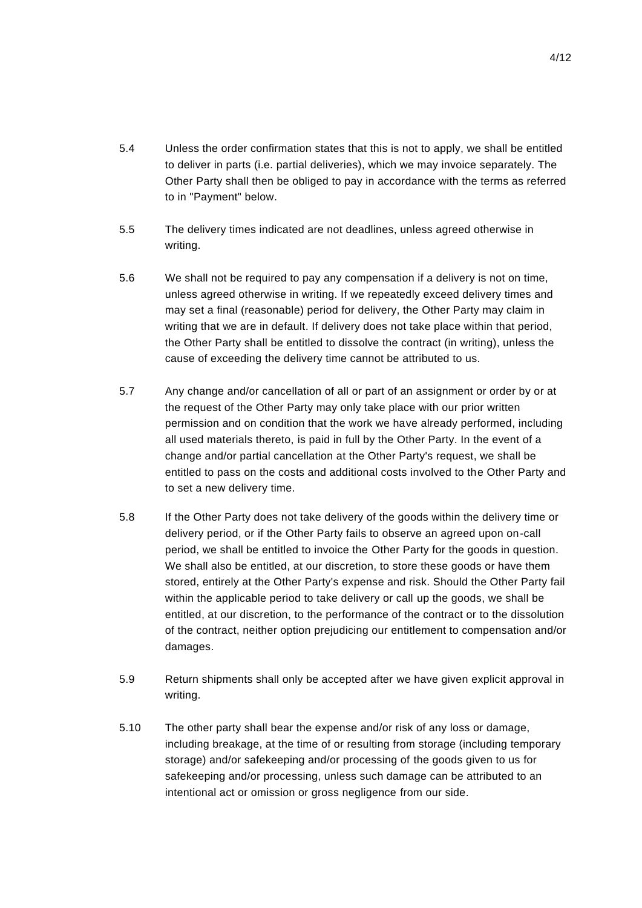5.4 Unless the order confirmation states that this is not to apply, we shall be entitled to deliver in parts (i.e. partial deliveries), which we may invoice separately. The Other Party shall then be obliged to pay in accordance with the terms as referred to in "Payment" below.

5.5 The delivery times indicated are not deadlines, unless agreed otherwise in writing.

5.6 We shall not be required to pay any compensation if a delivery is not on time, unless agreed otherwise in writing. If we repeatedly exceed delivery times and may set a final (reasonable) period for delivery, the Other Party may claim in writing that we are in default. If delivery does not take place within that period, the Other Party shall be entitled to dissolve the contract (in writing), unless the cause of exceeding the delivery time cannot be attributed to us.

5.7 Any change and/or cancellation of all or part of an assignment or order by or at the request of the Other Party may only take place with our prior written permission and on condition that the work we have already performed, including all used materials thereto, is paid in full by the Other Party. In the event of a change and/or partial cancellation at the Other Party's request, we shall be entitled to pass on the costs and additional costs involved to the Other Party and to set a new delivery time.

5.8 If the Other Party does not take delivery of the goods within the delivery time or delivery period, or if the Other Party fails to observe an agreed upon on-call period, we shall be entitled to invoice the Other Party for the goods in question. We shall also be entitled, at our discretion, to store these goods or have them stored, entirely at the Other Party's expense and risk. Should the Other Party fail within the applicable period to take delivery or call up the goods, we shall be entitled, at our discretion, to the performance of the contract or to the dissolution of the contract, neither option prejudicing our entitlement to compensation and/or damages.

5.9 Return shipments shall only be accepted after we have given explicit approval in writing.

5.10 The other party shall bear the expense and/or risk of any loss or damage, including breakage, at the time of or resulting from storage (including temporary storage) and/or safekeeping and/or processing of the goods given to us for safekeeping and/or processing, unless such damage can be attributed to an intentional act or omission or gross negligence from our side.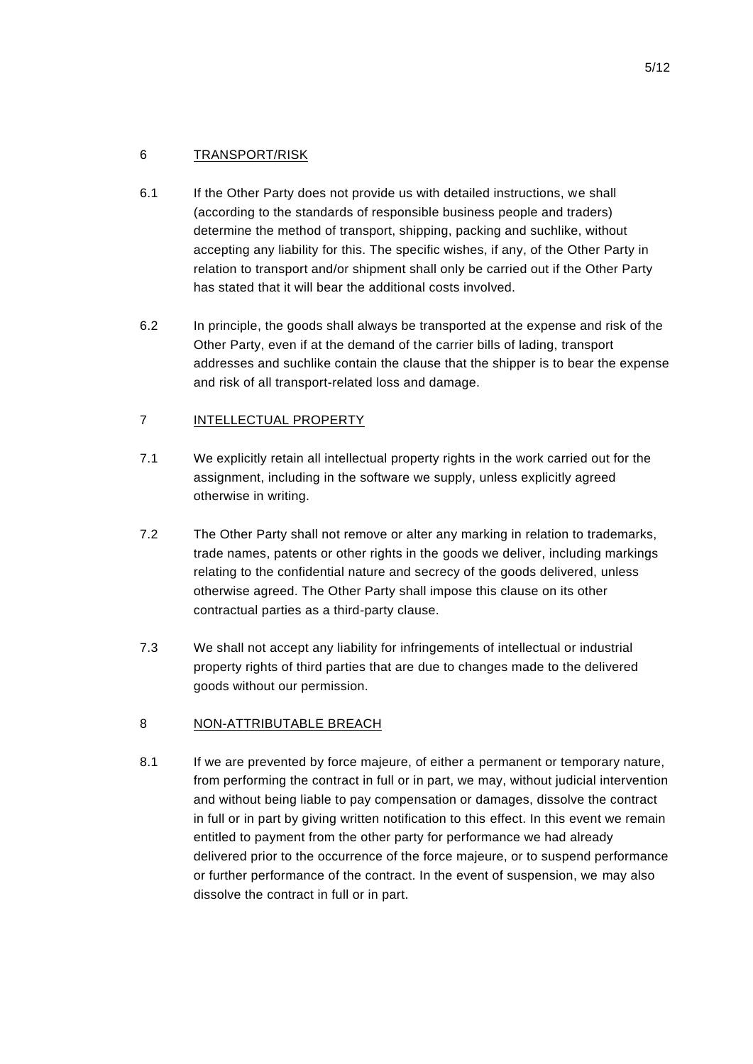## 6 TRANSPORT/RISK

6.1 If the Other Party does not provide us with detailed instructions, we shall (according to the standards of responsible business people and traders) determine the method of transport, shipping, packing and suchlike, without accepting any liability for this. The specific wishes, if any, of the Other Party in relation to transport and/or shipment shall only be carried out if the Other Party has stated that it will bear the additional costs involved.

6.2 In principle, the goods shall always be transported at the expense and risk of the Other Party, even if at the demand of the carrier bills of lading, transport addresses and suchlike contain the clause that the shipper is to bear the expense and risk of all transport-related loss and damage.

## 7 INTELLECTUAL PROPERTY

7.1 We explicitly retain all intellectual property rights in the work carried out for the assignment, including in the software we supply, unless explicitly agreed otherwise in writing.

7.2 The Other Party shall not remove or alter any marking in relation to trademarks, trade names, patents or other rights in the goods we deliver, including markings relating to the confidential nature and secrecy of the goods delivered, unless otherwise agreed. The Other Party shall impose this clause on its other contractual parties as a third-party clause.

7.3 We shall not accept any liability for infringements of intellectual or industrial property rights of third parties that are due to changes made to the delivered goods without our permission.

## 8 NON-ATTRIBUTABLE BREACH

8.1 If we are prevented by force majeure, of either a permanent or temporary nature, from performing the contract in full or in part, we may, without judicial intervention and without being liable to pay compensation or damages, dissolve the contract in full or in part by giving written notification to this effect. In this event we remain entitled to payment from the other party for performance we had already delivered prior to the occurrence of the force majeure, or to suspend performance or further performance of the contract. In the event of suspension, we may also dissolve the contract in full or in part.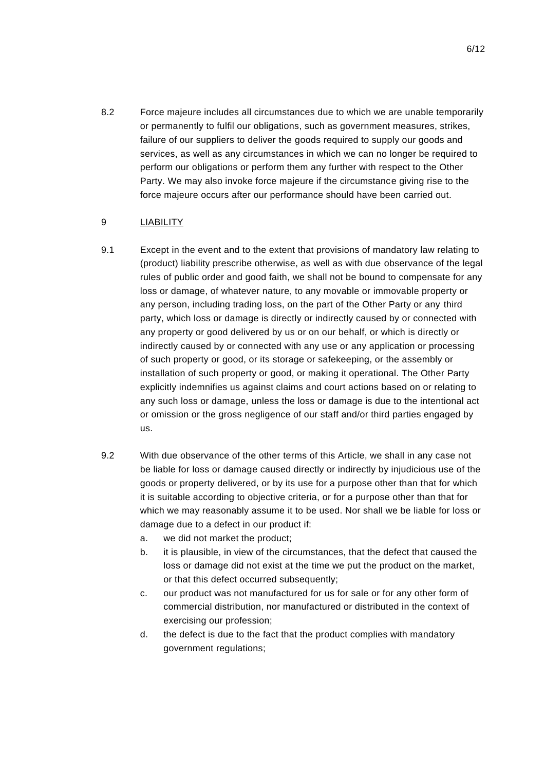8.2 Force majeure includes all circumstances due to which we are unable temporarily or permanently to fulfil our obligations, such as government measures, strikes, failure of our suppliers to deliver the goods required to supply our goods and services, as well as any circumstances in which we can no longer be required to perform our obligations or perform them any further with respect to the Other Party. We may also invoke force majeure if the circumstance giving rise to the force majeure occurs after our performance should have been carried out.

## 9 LIABILITY

9.1 Except in the event and to the extent that provisions of mandatory law relating to (product) liability prescribe otherwise, as well as with due observance of the legal rules of public order and good faith, we shall not be bound to compensate for any loss or damage, of whatever nature, to any movable or immovable property or any person, including trading loss, on the part of the Other Party or any third party, which loss or damage is directly or indirectly caused by or connected with any property or good delivered by us or on our behalf, or which is directly or indirectly caused by or connected with any use or any application or processing of such property or good, or its storage or safekeeping, or the assembly or installation of such property or good, or making it operational. The Other Party explicitly indemnifies us against claims and court actions based on or relating to any such loss or damage, unless the loss or damage is due to the intentional act or omission or the gross negligence of our staff and/or third parties engaged by us.

9.2 With due observance of the other terms of this Article, we shall in any case not be liable for loss or damage caused directly or indirectly by injudicious use of the goods or property delivered, or by its use for a purpose other than that for which it is suitable according to objective criteria, or for a purpose other than that for which we may reasonably assume it to be used. Nor shall we be liable for loss or damage due to a defect in our product if:

a. we did not market the product;
b. it is plausible, in view of the circumstances, that the defect that caused the loss or damage did not exist at the time we put the product on the market, or that this defect occurred subsequently;
c. our product was not manufactured for us for sale or for any other form of commercial distribution, nor manufactured or distributed in the context of exercising our profession;
d. the defect is due to the fact that the product complies with mandatory government regulations;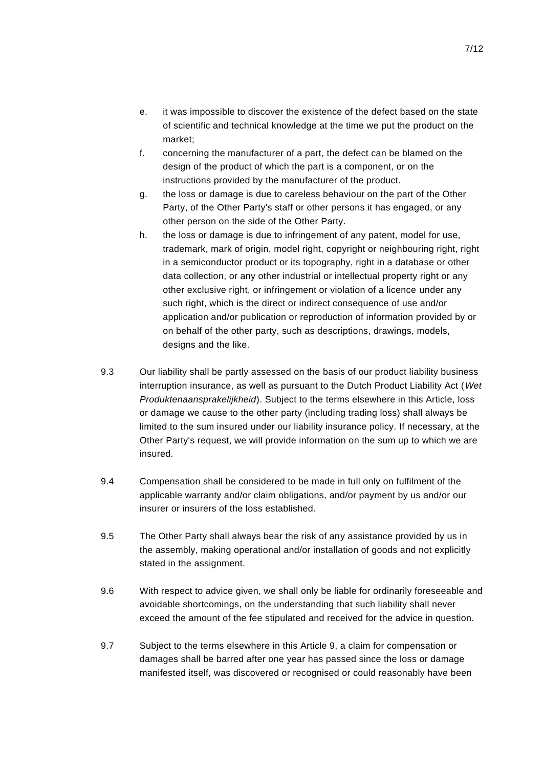e. it was impossible to discover the existence of the defect based on the state of scientific and technical knowledge at the time we put the product on the market;

f. concerning the manufacturer of a part, the defect can be blamed on the design of the product of which the part is a component, or on the instructions provided by the manufacturer of the product.

g. the loss or damage is due to careless behaviour on the part of the Other Party, of the Other Party's staff or other persons it has engaged, or any other person on the side of the Other Party.

h. the loss or damage is due to infringement of any patent, model for use, trademark, mark of origin, model right, copyright or neighbouring right, right in a semiconductor product or its topography, right in a database or other data collection, or any other industrial or intellectual property right or any other exclusive right, or infringement or violation of a licence under any such right, which is the direct or indirect consequence of use and/or application and/or publication or reproduction of information provided by or on behalf of the other party, such as descriptions, drawings, models, designs and the like.

9.3 Our liability shall be partly assessed on the basis of our product liability business interruption insurance, as well as pursuant to the Dutch Product Liability Act (*Wet Produktenaansprakelijkheid*). Subject to the terms elsewhere in this Article, loss or damage we cause to the other party (including trading loss) shall always be limited to the sum insured under our liability insurance policy. If necessary, at the Other Party's request, we will provide information on the sum up to which we are insured.

9.4 Compensation shall be considered to be made in full only on fulfilment of the applicable warranty and/or claim obligations, and/or payment by us and/or our insurer or insurers of the loss established.

9.5 The Other Party shall always bear the risk of any assistance provided by us in the assembly, making operational and/or installation of goods and not explicitly stated in the assignment.

9.6 With respect to advice given, we shall only be liable for ordinarily foreseeable and avoidable shortcomings, on the understanding that such liability shall never exceed the amount of the fee stipulated and received for the advice in question.

9.7 Subject to the terms elsewhere in this Article 9, a claim for compensation or damages shall be barred after one year has passed since the loss or damage manifested itself, was discovered or recognised or could reasonably have been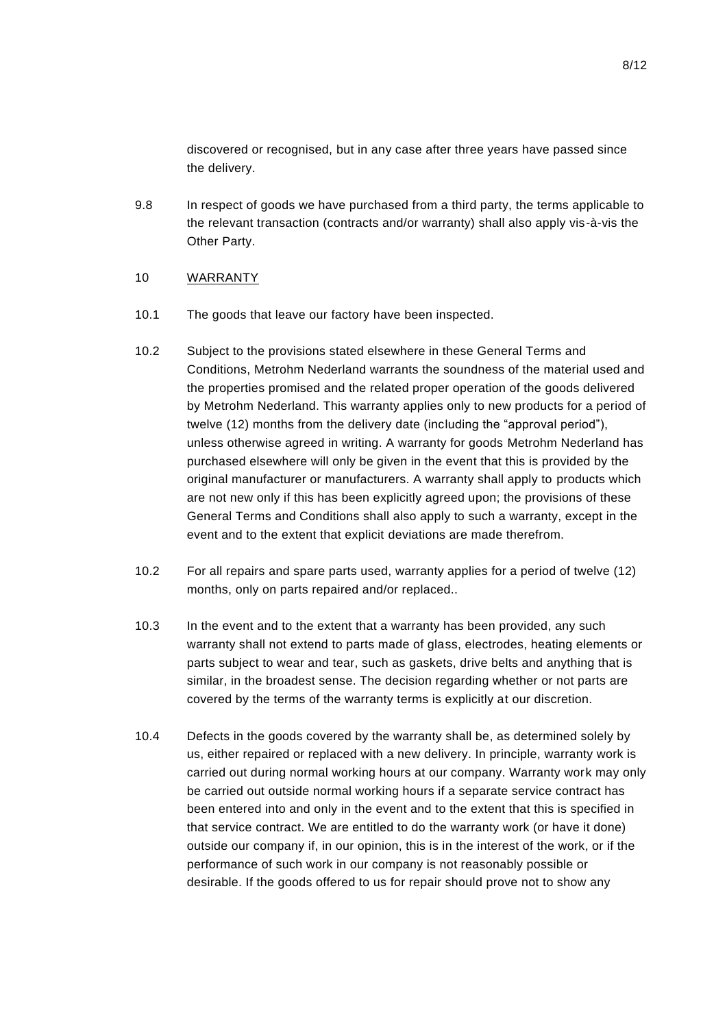discovered or recognised, but in any case after three years have passed since the delivery.

9.8 In respect of goods we have purchased from a third party, the terms applicable to the relevant transaction (contracts and/or warranty) shall also apply vis-à-vis the Other Party.

## 10 WARRANTY

10.1 The goods that leave our factory have been inspected.

10.2 Subject to the provisions stated elsewhere in these General Terms and Conditions, Metrohm Nederland warrants the soundness of the material used and the properties promised and the related proper operation of the goods delivered by Metrohm Nederland. This warranty applies only to new products for a period of twelve (12) months from the delivery date (including the "approval period"), unless otherwise agreed in writing. A warranty for goods Metrohm Nederland has purchased elsewhere will only be given in the event that this is provided by the original manufacturer or manufacturers. A warranty shall apply to products which are not new only if this has been explicitly agreed upon; the provisions of these General Terms and Conditions shall also apply to such a warranty, except in the event and to the extent that explicit deviations are made therefrom.

10.2 For all repairs and spare parts used, warranty applies for a period of twelve (12) months, only on parts repaired and/or replaced..

10.3 In the event and to the extent that a warranty has been provided, any such warranty shall not extend to parts made of glass, electrodes, heating elements or parts subject to wear and tear, such as gaskets, drive belts and anything that is similar, in the broadest sense. The decision regarding whether or not parts are covered by the terms of the warranty terms is explicitly at our discretion.

10.4 Defects in the goods covered by the warranty shall be, as determined solely by us, either repaired or replaced with a new delivery. In principle, warranty work is carried out during normal working hours at our company. Warranty work may only be carried out outside normal working hours if a separate service contract has been entered into and only in the event and to the extent that this is specified in that service contract. We are entitled to do the warranty work (or have it done) outside our company if, in our opinion, this is in the interest of the work, or if the performance of such work in our company is not reasonably possible or desirable. If the goods offered to us for repair should prove not to show any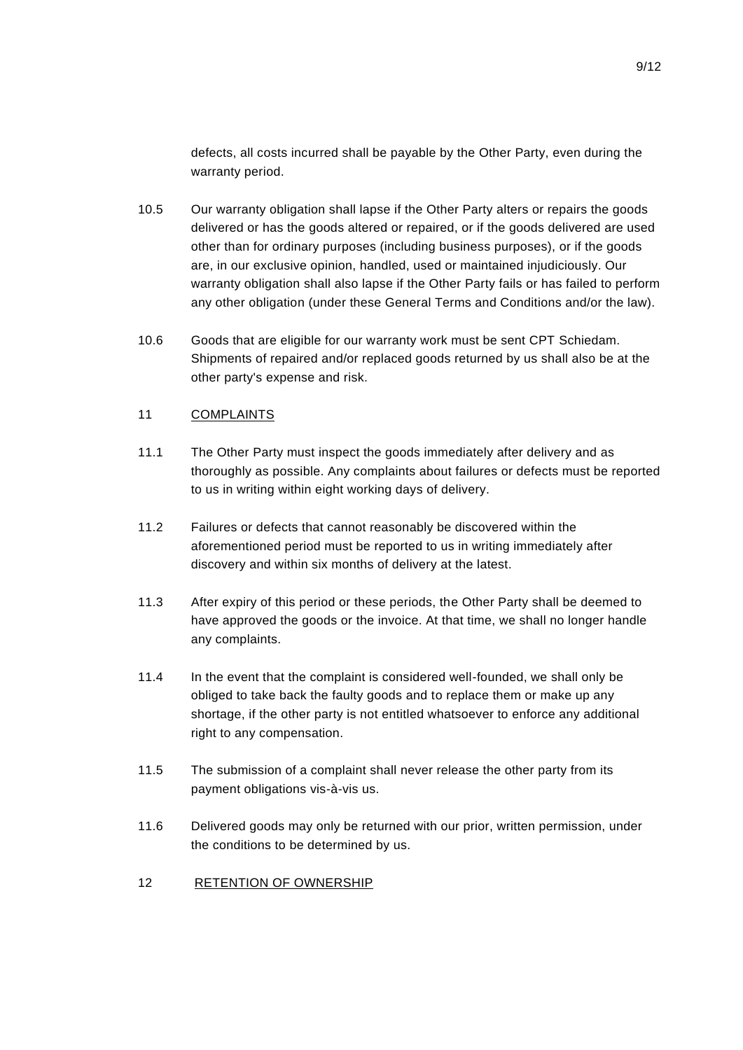defects, all costs incurred shall be payable by the Other Party, even during the warranty period.

10.5 Our warranty obligation shall lapse if the Other Party alters or repairs the goods delivered or has the goods altered or repaired, or if the goods delivered are used other than for ordinary purposes (including business purposes), or if the goods are, in our exclusive opinion, handled, used or maintained injudiciously. Our warranty obligation shall also lapse if the Other Party fails or has failed to perform any other obligation (under these General Terms and Conditions and/or the law).

10.6 Goods that are eligible for our warranty work must be sent CPT Schiedam. Shipments of repaired and/or replaced goods returned by us shall also be at the other party's expense and risk.

## 11 COMPLAINTS

11.1 The Other Party must inspect the goods immediately after delivery and as thoroughly as possible. Any complaints about failures or defects must be reported to us in writing within eight working days of delivery.

11.2 Failures or defects that cannot reasonably be discovered within the aforementioned period must be reported to us in writing immediately after discovery and within six months of delivery at the latest.

11.3 After expiry of this period or these periods, the Other Party shall be deemed to have approved the goods or the invoice. At that time, we shall no longer handle any complaints.

11.4 In the event that the complaint is considered well-founded, we shall only be obliged to take back the faulty goods and to replace them or make up any shortage, if the other party is not entitled whatsoever to enforce any additional right to any compensation.

11.5 The submission of a complaint shall never release the other party from its payment obligations vis-à-vis us.

11.6 Delivered goods may only be returned with our prior, written permission, under the conditions to be determined by us.

## 12 RETENTION OF OWNERSHIP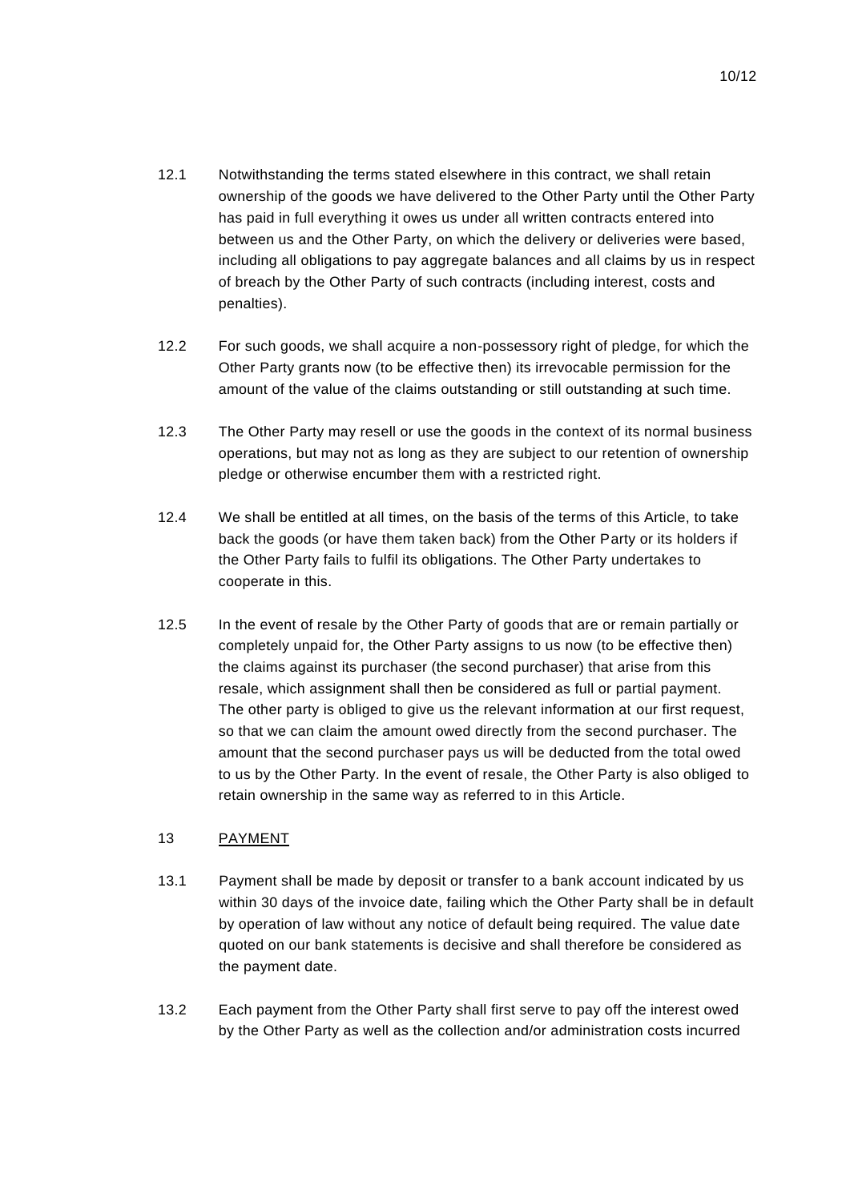12.1 Notwithstanding the terms stated elsewhere in this contract, we shall retain ownership of the goods we have delivered to the Other Party until the Other Party has paid in full everything it owes us under all written contracts entered into between us and the Other Party, on which the delivery or deliveries were based, including all obligations to pay aggregate balances and all claims by us in respect of breach by the Other Party of such contracts (including interest, costs and penalties).

12.2 For such goods, we shall acquire a non-possessory right of pledge, for which the Other Party grants now (to be effective then) its irrevocable permission for the amount of the value of the claims outstanding or still outstanding at such time.

12.3 The Other Party may resell or use the goods in the context of its normal business operations, but may not as long as they are subject to our retention of ownership pledge or otherwise encumber them with a restricted right.

12.4 We shall be entitled at all times, on the basis of the terms of this Article, to take back the goods (or have them taken back) from the Other Party or its holders if the Other Party fails to fulfil its obligations. The Other Party undertakes to cooperate in this.

12.5 In the event of resale by the Other Party of goods that are or remain partially or completely unpaid for, the Other Party assigns to us now (to be effective then) the claims against its purchaser (the second purchaser) that arise from this resale, which assignment shall then be considered as full or partial payment. The other party is obliged to give us the relevant information at our first request, so that we can claim the amount owed directly from the second purchaser. The amount that the second purchaser pays us will be deducted from the total owed to us by the Other Party. In the event of resale, the Other Party is also obliged to retain ownership in the same way as referred to in this Article.

## 13 PAYMENT

13.1 Payment shall be made by deposit or transfer to a bank account indicated by us within 30 days of the invoice date, failing which the Other Party shall be in default by operation of law without any notice of default being required. The value date quoted on our bank statements is decisive and shall therefore be considered as the payment date.

13.2 Each payment from the Other Party shall first serve to pay off the interest owed by the Other Party as well as the collection and/or administration costs incurred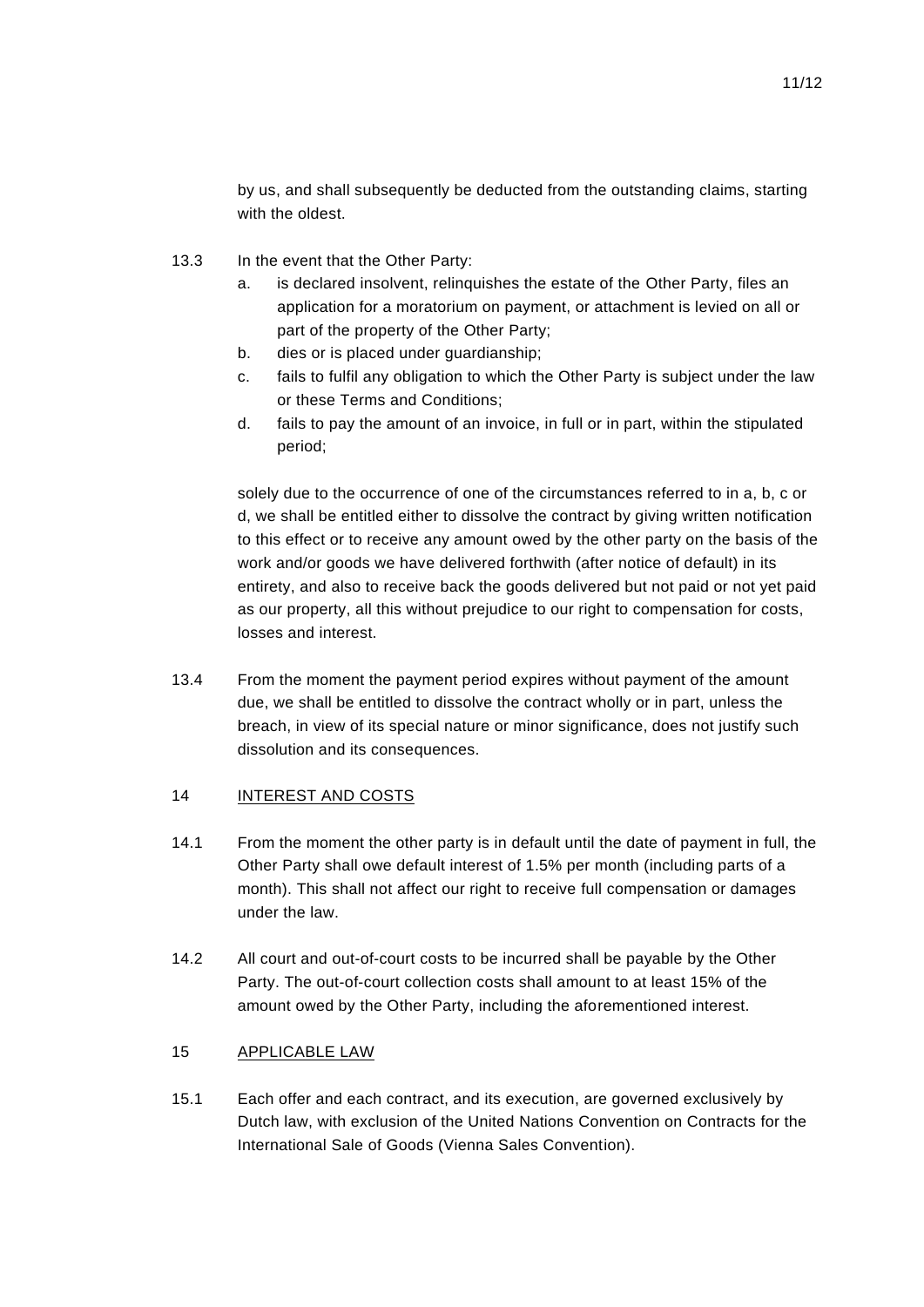by us, and shall subsequently be deducted from the outstanding claims, starting with the oldest.

13.3 In the event that the Other Party:

a. is declared insolvent, relinquishes the estate of the Other Party, files an application for a moratorium on payment, or attachment is levied on all or part of the property of the Other Party;
b. dies or is placed under guardianship;
c. fails to fulfil any obligation to which the Other Party is subject under the law or these Terms and Conditions;
d. fails to pay the amount of an invoice, in full or in part, within the stipulated period;

solely due to the occurrence of one of the circumstances referred to in a, b, c or d, we shall be entitled either to dissolve the contract by giving written notification to this effect or to receive any amount owed by the other party on the basis of the work and/or goods we have delivered forthwith (after notice of default) in its entirety, and also to receive back the goods delivered but not paid or not yet paid as our property, all this without prejudice to our right to compensation for costs, losses and interest.

13.4 From the moment the payment period expires without payment of the amount due, we shall be entitled to dissolve the contract wholly or in part, unless the breach, in view of its special nature or minor significance, does not justify such dissolution and its consequences.

## 14 INTEREST AND COSTS

14.1 From the moment the other party is in default until the date of payment in full, the Other Party shall owe default interest of 1.5% per month (including parts of a month). This shall not affect our right to receive full compensation or damages under the law.

14.2 All court and out-of-court costs to be incurred shall be payable by the Other Party. The out-of-court collection costs shall amount to at least 15% of the amount owed by the Other Party, including the aforementioned interest.

## 15 APPLICABLE LAW

15.1 Each offer and each contract, and its execution, are governed exclusively by Dutch law, with exclusion of the United Nations Convention on Contracts for the International Sale of Goods (Vienna Sales Convention).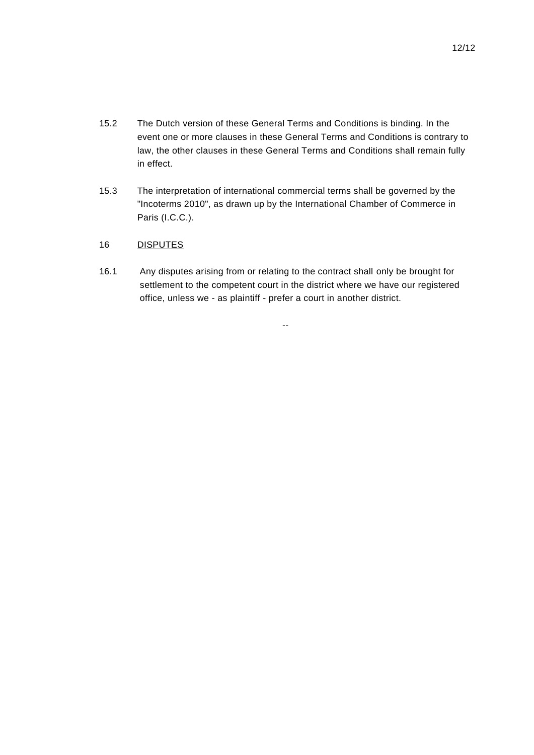15.2 The Dutch version of these General Terms and Conditions is binding. In the event one or more clauses in these General Terms and Conditions is contrary to law, the other clauses in these General Terms and Conditions shall remain fully in effect.

15.3 The interpretation of international commercial terms shall be governed by the "Incoterms 2010", as drawn up by the International Chamber of Commerce in Paris (I.C.C.).

## 16 DISPUTES

16.1 Any disputes arising from or relating to the contract shall only be brought for settlement to the competent court in the district where we have our registered office, unless we - as plaintiff - prefer a court in another district.

--